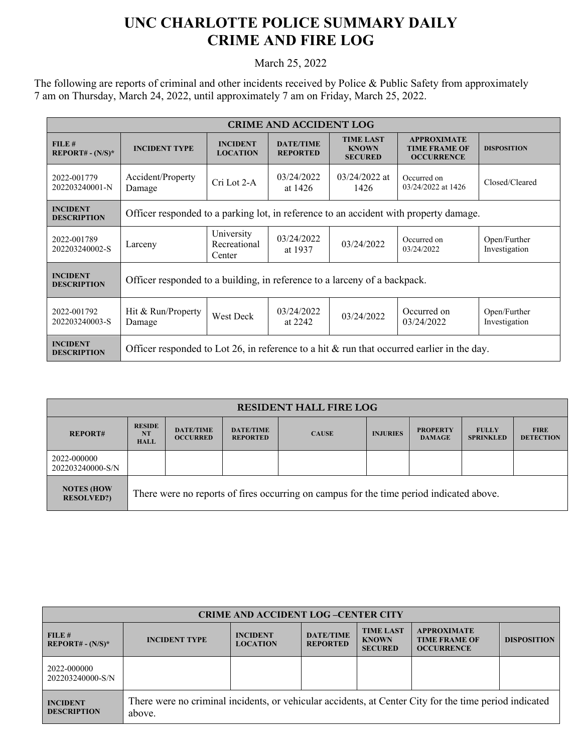# UNC CHARLOTTE POLICE SUMMARY DAILY CRIME AND FIRE LOG

March 25, 2022

The following are reports of criminal and other incidents received by Police & Public Safety from approximately 7 am on Thursday, March 24, 2022, until approximately 7 am on Friday, March 25, 2022.

| CRIME AND ACCIDENT LOG | | | | | | |
|---|---|---|---|---|---|---|
| **FILE # REPORT# - (N/S)*** | **INCIDENT TYPE** | **INCIDENT LOCATION** | **DATE/TIME REPORTED** | **TIME LAST KNOWN SECURED** | **APPROXIMATE TIME FRAME OF OCCURRENCE** | **DISPOSITION** |
| 2022-001779 202203240001-N | Accident/Property Damage | Cri Lot 2-A | 03/24/2022 at 1426 | 03/24/2022 at 1426 | Occurred on 03/24/2022 at 1426 | Closed/Cleared |
| **INCIDENT DESCRIPTION** | Officer responded to a parking lot, in reference to an accident with property damage. | | | | | |
| 2022-001789 202203240002-S | Larceny | University Recreational Center | 03/24/2022 at 1937 | 03/24/2022 | Occurred on 03/24/2022 | Open/Further Investigation |
| **INCIDENT DESCRIPTION** | Officer responded to a building, in reference to a larceny of a backpack. | | | | | |
| 2022-001792 202203240003-S | Hit & Run/Property Damage | West Deck | 03/24/2022 at 2242 | 03/24/2022 | Occurred on 03/24/2022 | Open/Further Investigation |
| **INCIDENT DESCRIPTION** | Officer responded to Lot 26, in reference to a hit & run that occurred earlier in the day. | | | | | |

| RESIDENT HALL FIRE LOG | | | | | | | | |
|---|---|---|---|---|---|---|---|---|
| **REPORT#** | **RESIDENT HALL** | **DATE/TIME OCCURRED** | **DATE/TIME REPORTED** | **CAUSE** | **INJURIES** | **PROPERTY DAMAGE** | **FULLY SPRINKLED** | **FIRE DETECTION** |
| 2022-000000 202203240000-S/N | | | | | | | | |
| **NOTES (HOW RESOLVED?)** | There were no reports of fires occurring on campus for the time period indicated above. | | | | | | | |

| CRIME AND ACCIDENT LOG –CENTER CITY | | | | | | |
|---|---|---|---|---|---|---|
| **FILE # REPORT# - (N/S)*** | **INCIDENT TYPE** | **INCIDENT LOCATION** | **DATE/TIME REPORTED** | **TIME LAST KNOWN SECURED** | **APPROXIMATE TIME FRAME OF OCCURRENCE** | **DISPOSITION** |
| 2022-000000 202203240000-S/N | | | | | | |
| **INCIDENT DESCRIPTION** | There were no criminal incidents, or vehicular accidents, at Center City for the time period indicated above. | | | | | |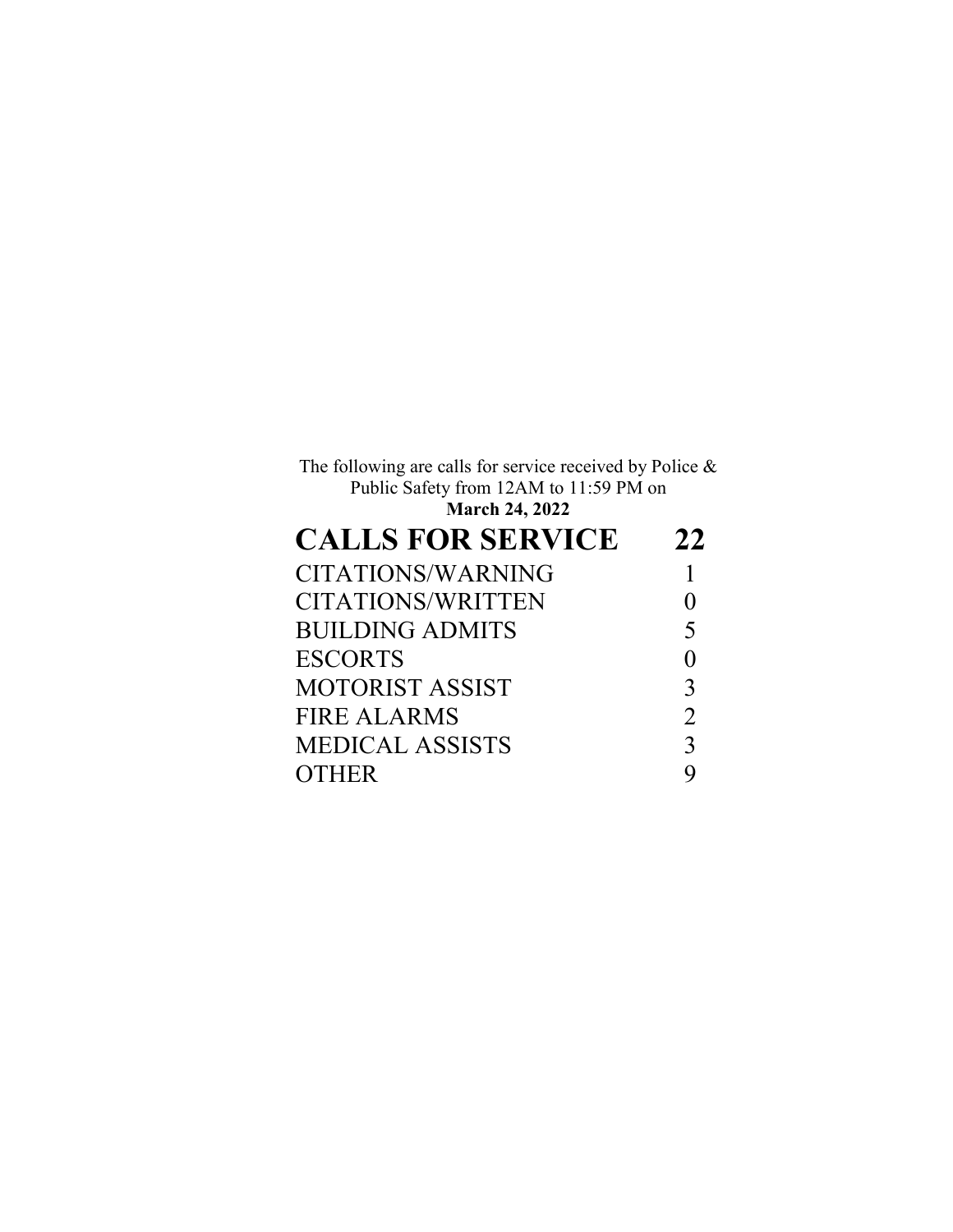The following are calls for service received by Police & Public Safety from 12AM to 11:59 PM on

**March 24, 2022**

| | |
|---|---|
| **CALLS FOR SERVICE** | **22** |
| CITATIONS/WARNING | 1 |
| CITATIONS/WRITTEN | 0 |
| BUILDING ADMITS | 5 |
| ESCORTS | 0 |
| MOTORIST ASSIST | 3 |
| FIRE ALARMS | 2 |
| MEDICAL ASSISTS | 3 |
| OTHER | 9 |